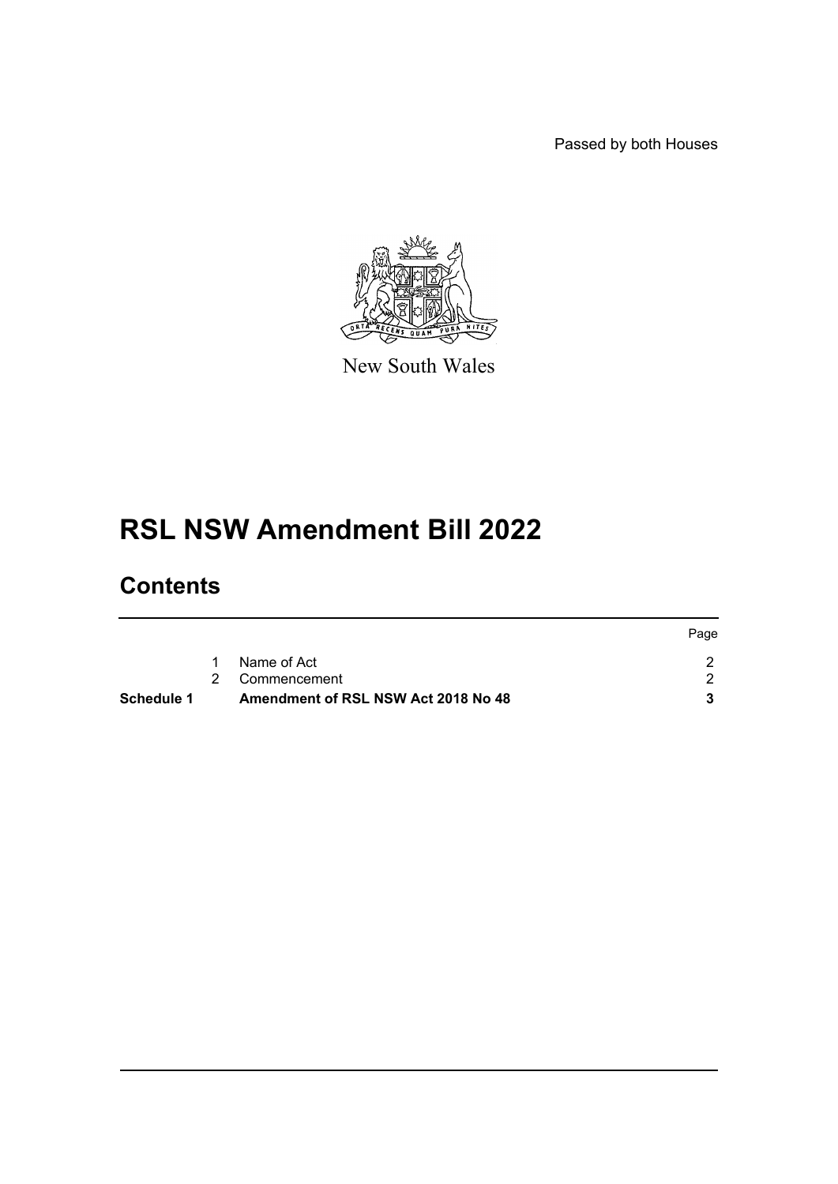Passed by both Houses

New South Wales

# RSL NSW Amendment Bill 2022

## Contents

| | | | Page |
|---|---|---|---|
| | 1 | Name of Act | 2 |
| | 2 | Commencement | 2 |
| **Schedule 1** | | **Amendment of RSL NSW Act 2018 No 48** | **3** |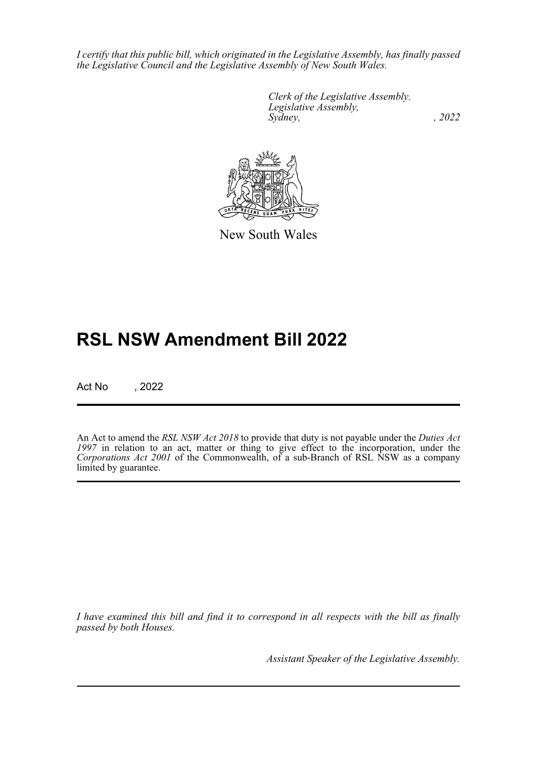*I certify that this public bill, which originated in the Legislative Assembly, has finally passed the Legislative Council and the Legislative Assembly of New South Wales.*

*Clerk of the Legislative Assembly.*
*Legislative Assembly,*
*Sydney, , 2022*

New South Wales

# RSL NSW Amendment Bill 2022

Act No , 2022

An Act to amend the *RSL NSW Act 2018* to provide that duty is not payable under the *Duties Act 1997* in relation to an act, matter or thing to give effect to the incorporation, under the *Corporations Act 2001* of the Commonwealth, of a sub-Branch of RSL NSW as a company limited by guarantee.

*I have examined this bill and find it to correspond in all respects with the bill as finally passed by both Houses.*

*Assistant Speaker of the Legislative Assembly.*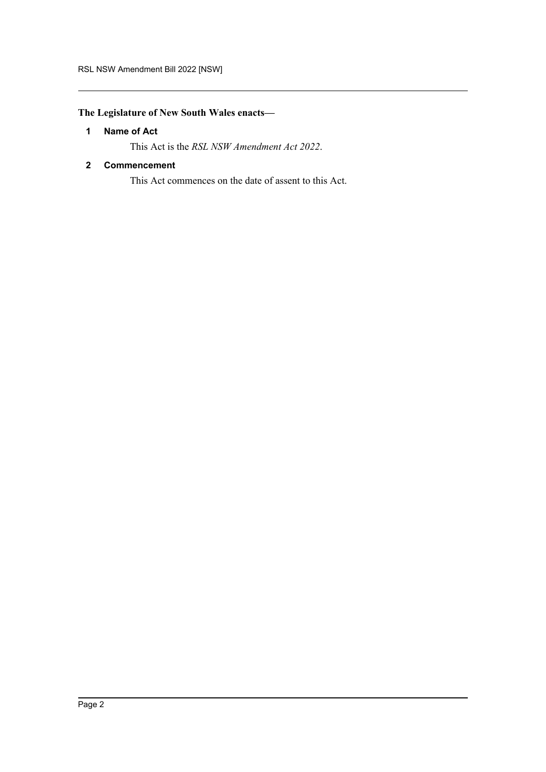**The Legislature of New South Wales enacts—**

### 1 Name of Act

This Act is the *RSL NSW Amendment Act 2022*.

### 2 Commencement

This Act commences on the date of assent to this Act.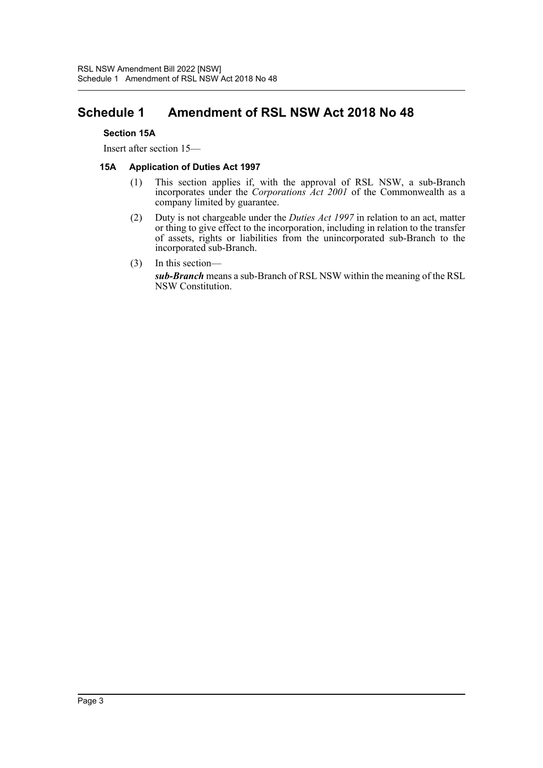# Schedule 1 Amendment of RSL NSW Act 2018 No 48

### Section 15A

Insert after section 15—

### 15A Application of Duties Act 1997

(1) This section applies if, with the approval of RSL NSW, a sub-Branch incorporates under the *Corporations Act 2001* of the Commonwealth as a company limited by guarantee.

(2) Duty is not chargeable under the *Duties Act 1997* in relation to an act, matter or thing to give effect to the incorporation, including in relation to the transfer of assets, rights or liabilities from the unincorporated sub-Branch to the incorporated sub-Branch.

(3) In this section—

***sub-Branch*** means a sub-Branch of RSL NSW within the meaning of the RSL NSW Constitution.